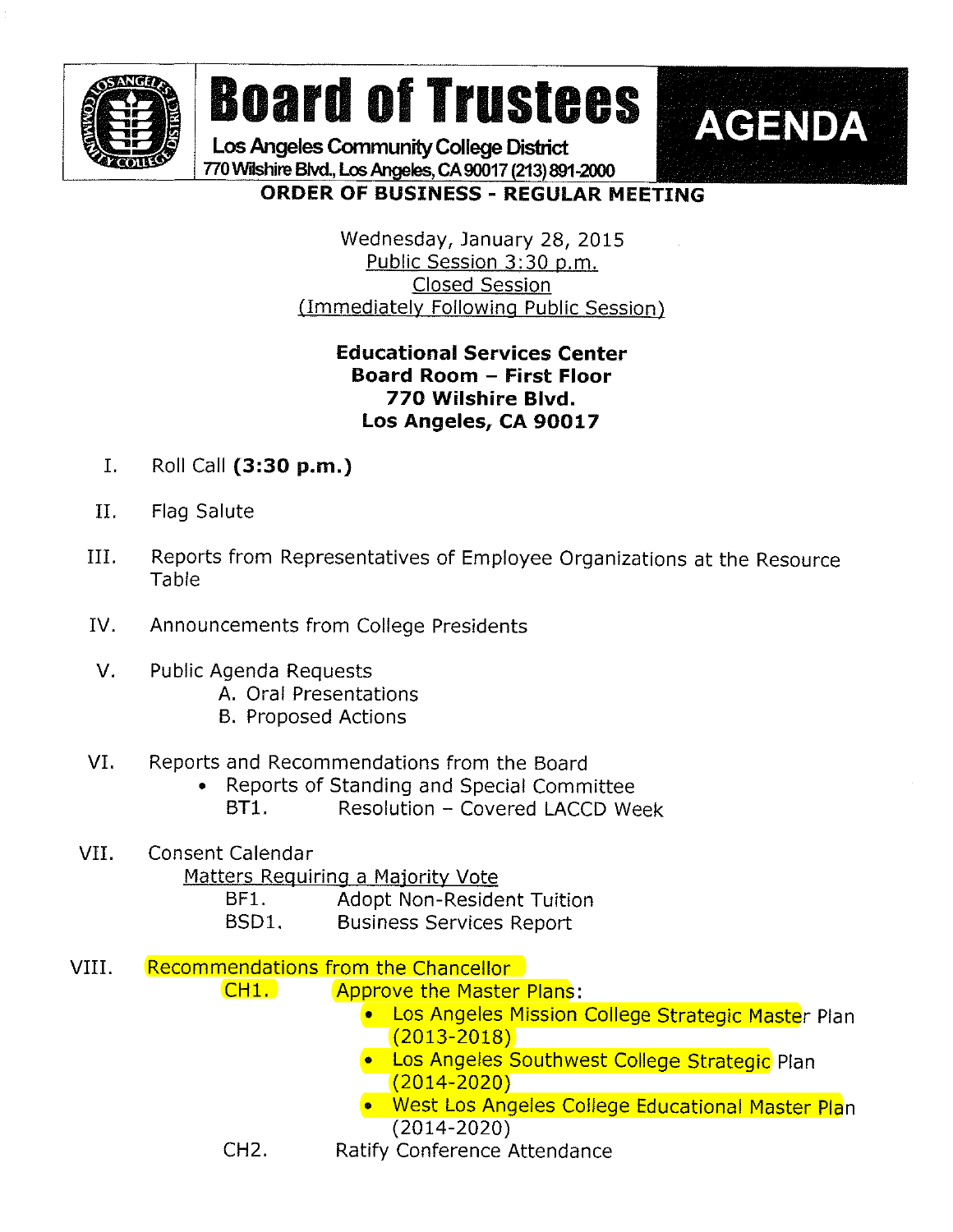# Board of Trustees

Los Angeles Community College District
770 Wilshire Blvd., Los Angeles, CA 90017 (213) 891-2000

**AGENDA**

## ORDER OF BUSINESS - REGULAR MEETING

Wednesday, January 28, 2015
Public Session 3:30 p.m.
Closed Session
(Immediately Following Public Session)

**Educational Services Center**
**Board Room – First Floor**
**770 Wilshire Blvd.**
**Los Angeles, CA 90017**

I. Roll Call **(3:30 p.m.)**

II. Flag Salute

III. Reports from Representatives of Employee Organizations at the Resource Table

IV. Announcements from College Presidents

V. Public Agenda Requests
   A. Oral Presentations
   B. Proposed Actions

VI. Reports and Recommendations from the Board
   - Reports of Standing and Special Committee
     BT1. Resolution – Covered LACCD Week

VII. Consent Calendar
   Matters Requiring a Majority Vote
   BF1. Adopt Non-Resident Tuition
   BSD1. Business Services Report

VIII. Recommendations from the Chancellor
   CH1. Approve the Master Plans:
   - Los Angeles Mission College Strategic Master Plan (2013-2018)
   - Los Angeles Southwest College Strategic Plan (2014-2020)
   - West Los Angeles College Educational Master Plan (2014-2020)

   CH2. Ratify Conference Attendance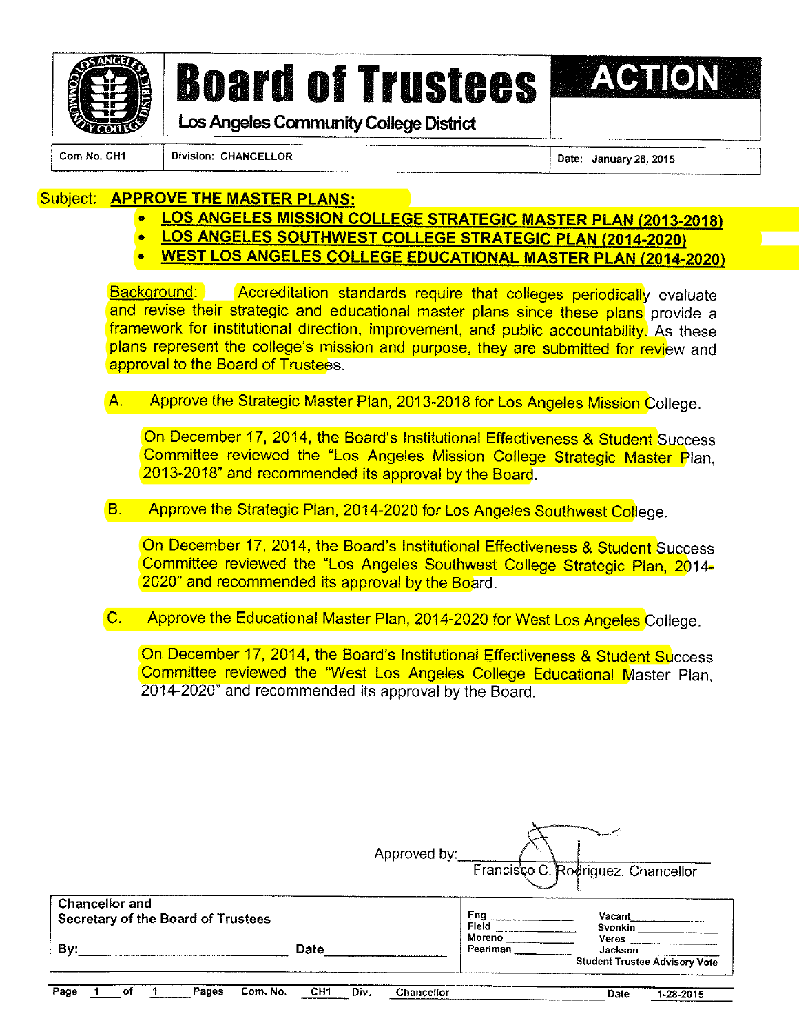# Board of Trustees

Los Angeles Community College District

# ACTION

| Com No. CH1 | Division: CHANCELLOR | Date: January 28, 2015 |
|---|---|---|

Subject: **APPROVE THE MASTER PLANS:**

- **LOS ANGELES MISSION COLLEGE STRATEGIC MASTER PLAN (2013-2018)**
- **LOS ANGELES SOUTHWEST COLLEGE STRATEGIC PLAN (2014-2020)**
- **WEST LOS ANGELES COLLEGE EDUCATIONAL MASTER PLAN (2014-2020)**

Background: Accreditation standards require that colleges periodically evaluate and revise their strategic and educational master plans since these plans provide a framework for institutional direction, improvement, and public accountability. As these plans represent the college's mission and purpose, they are submitted for review and approval to the Board of Trustees.

A. Approve the Strategic Master Plan, 2013-2018 for Los Angeles Mission College.

On December 17, 2014, the Board's Institutional Effectiveness & Student Success Committee reviewed the "Los Angeles Mission College Strategic Master Plan, 2013-2018" and recommended its approval by the Board.

B. Approve the Strategic Plan, 2014-2020 for Los Angeles Southwest College.

On December 17, 2014, the Board's Institutional Effectiveness & Student Success Committee reviewed the "Los Angeles Southwest College Strategic Plan, 2014-2020" and recommended its approval by the Board.

C. Approve the Educational Master Plan, 2014-2020 for West Los Angeles College.

On December 17, 2014, the Board's Institutional Effectiveness & Student Success Committee reviewed the "West Los Angeles College Educational Master Plan, 2014-2020" and recommended its approval by the Board.

Approved by: ______________________
Francisco C. Rodriguez, Chancellor

| Chancellor and Secretary of the Board of Trustees | | |
|---|---|---|
| By: ______________ Date ______________ | Eng ______<br>Field ______<br>Moreno ______<br>Pearlman ______ | Vacant ______<br>Svonkin ______<br>Veres ______<br>Jackson ______<br>Student Trustee Advisory Vote |

Page 1 of 1 Pages Com. No. CH1 Div. Chancellor Date 1-28-2015